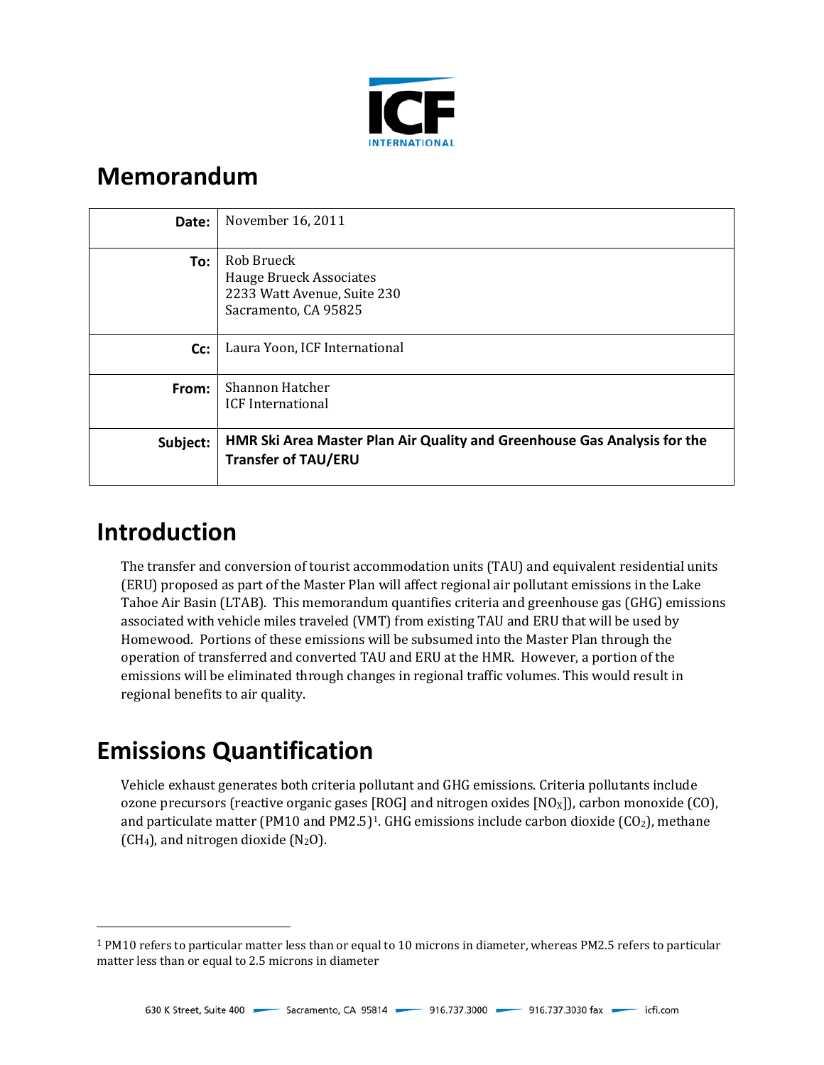ICF INTERNATIONAL

# Memorandum

| | |
|---|---|
| **Date:** | November 16, 2011 |
| **To:** | Rob Brueck<br>Hauge Brueck Associates<br>2233 Watt Avenue, Suite 230<br>Sacramento, CA 95825 |
| **Cc:** | Laura Yoon, ICF International |
| **From:** | Shannon Hatcher<br>ICF International |
| **Subject:** | **HMR Ski Area Master Plan Air Quality and Greenhouse Gas Analysis for the Transfer of TAU/ERU** |

# Introduction

The transfer and conversion of tourist accommodation units (TAU) and equivalent residential units (ERU) proposed as part of the Master Plan will affect regional air pollutant emissions in the Lake Tahoe Air Basin (LTAB). This memorandum quantifies criteria and greenhouse gas (GHG) emissions associated with vehicle miles traveled (VMT) from existing TAU and ERU that will be used by Homewood. Portions of these emissions will be subsumed into the Master Plan through the operation of transferred and converted TAU and ERU at the HMR. However, a portion of the emissions will be eliminated through changes in regional traffic volumes. This would result in regional benefits to air quality.

# Emissions Quantification

Vehicle exhaust generates both criteria pollutant and GHG emissions. Criteria pollutants include ozone precursors (reactive organic gases [ROG] and nitrogen oxides [$NO_X$]), carbon monoxide (CO), and particulate matter (PM10 and PM2.5)[1]. GHG emissions include carbon dioxide ($CO_2$), methane ($CH_4$), and nitrogen dioxide ($N_2O$).

---

[1] PM10 refers to particular matter less than or equal to 10 microns in diameter, whereas PM2.5 refers to particular matter less than or equal to 2.5 microns in diameter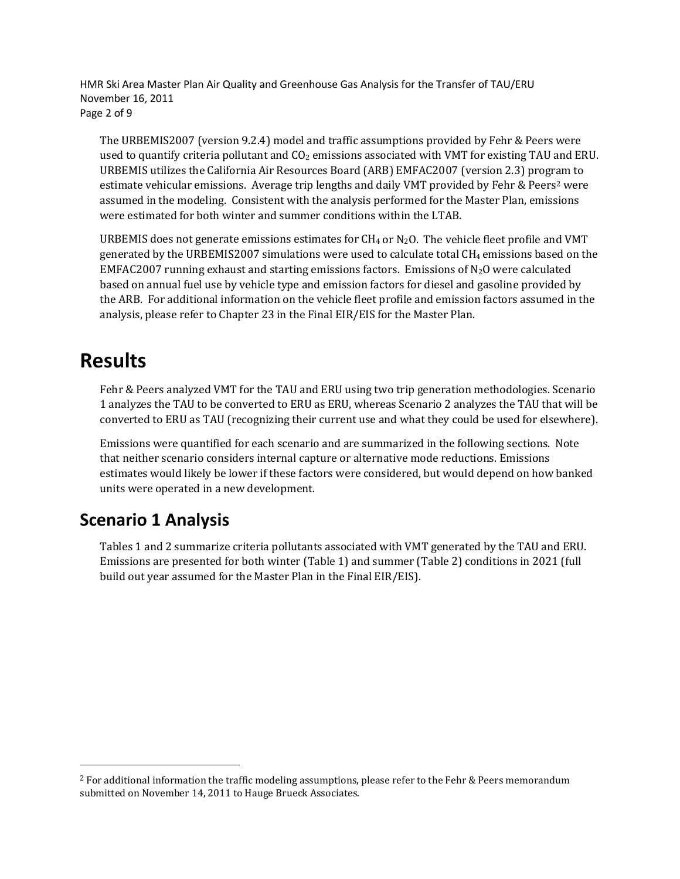The URBEMIS2007 (version 9.2.4) model and traffic assumptions provided by Fehr & Peers were used to quantify criteria pollutant and $CO_2$ emissions associated with VMT for existing TAU and ERU. URBEMIS utilizes the California Air Resources Board (ARB) EMFAC2007 (version 2.3) program to estimate vehicular emissions. Average trip lengths and daily VMT provided by Fehr & Peers[2] were assumed in the modeling. Consistent with the analysis performed for the Master Plan, emissions were estimated for both winter and summer conditions within the LTAB.

URBEMIS does not generate emissions estimates for $CH_4$ or $N_2O$. The vehicle fleet profile and VMT generated by the URBEMIS2007 simulations were used to calculate total $CH_4$ emissions based on the EMFAC2007 running exhaust and starting emissions factors. Emissions of $N_2O$ were calculated based on annual fuel use by vehicle type and emission factors for diesel and gasoline provided by the ARB. For additional information on the vehicle fleet profile and emission factors assumed in the analysis, please refer to Chapter 23 in the Final EIR/EIS for the Master Plan.

# Results

Fehr & Peers analyzed VMT for the TAU and ERU using two trip generation methodologies. Scenario 1 analyzes the TAU to be converted to ERU as ERU, whereas Scenario 2 analyzes the TAU that will be converted to ERU as TAU (recognizing their current use and what they could be used for elsewhere).

Emissions were quantified for each scenario and are summarized in the following sections. Note that neither scenario considers internal capture or alternative mode reductions. Emissions estimates would likely be lower if these factors were considered, but would depend on how banked units were operated in a new development.

## Scenario 1 Analysis

Tables 1 and 2 summarize criteria pollutants associated with VMT generated by the TAU and ERU. Emissions are presented for both winter (Table 1) and summer (Table 2) conditions in 2021 (full build out year assumed for the Master Plan in the Final EIR/EIS).

---

[2] For additional information the traffic modeling assumptions, please refer to the Fehr & Peers memorandum submitted on November 14, 2011 to Hauge Brueck Associates.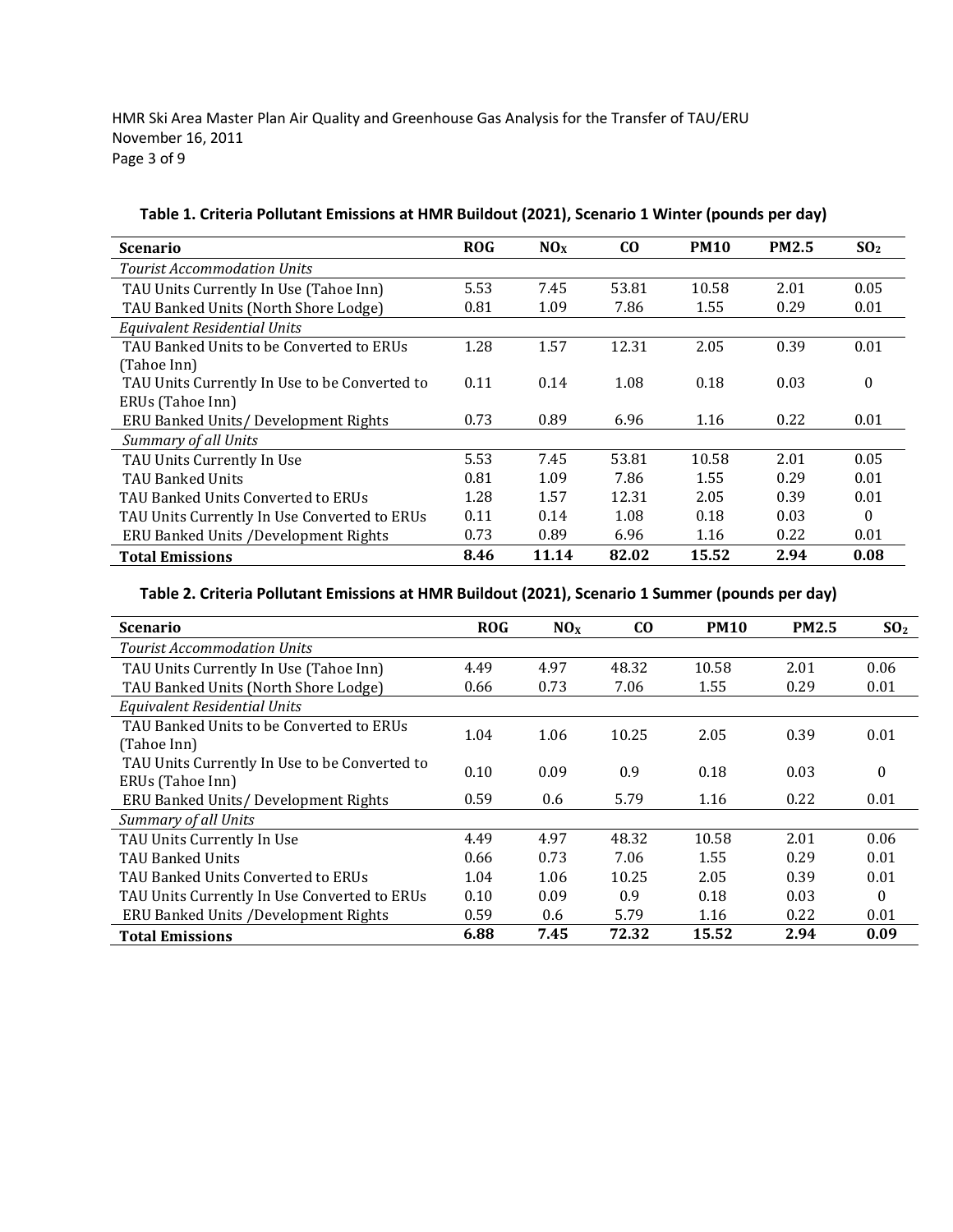**Table 1. Criteria Pollutant Emissions at HMR Buildout (2021), Scenario 1 Winter (pounds per day)**

| Scenario | ROG | $NO_X$ | CO | PM10 | PM2.5 | $SO_2$ |
|---|---|---|---|---|---|---|
| *Tourist Accommodation Units* | | | | | | |
| TAU Units Currently In Use (Tahoe Inn) | 5.53 | 7.45 | 53.81 | 10.58 | 2.01 | 0.05 |
| TAU Banked Units (North Shore Lodge) | 0.81 | 1.09 | 7.86 | 1.55 | 0.29 | 0.01 |
| *Equivalent Residential Units* | | | | | | |
| TAU Banked Units to be Converted to ERUs (Tahoe Inn) | 1.28 | 1.57 | 12.31 | 2.05 | 0.39 | 0.01 |
| TAU Units Currently In Use to be Converted to ERUs (Tahoe Inn) | 0.11 | 0.14 | 1.08 | 0.18 | 0.03 | 0 |
| ERU Banked Units/ Development Rights | 0.73 | 0.89 | 6.96 | 1.16 | 0.22 | 0.01 |
| *Summary of all Units* | | | | | | |
| TAU Units Currently In Use | 5.53 | 7.45 | 53.81 | 10.58 | 2.01 | 0.05 |
| TAU Banked Units | 0.81 | 1.09 | 7.86 | 1.55 | 0.29 | 0.01 |
| TAU Banked Units Converted to ERUs | 1.28 | 1.57 | 12.31 | 2.05 | 0.39 | 0.01 |
| TAU Units Currently In Use Converted to ERUs | 0.11 | 0.14 | 1.08 | 0.18 | 0.03 | 0 |
| ERU Banked Units /Development Rights | 0.73 | 0.89 | 6.96 | 1.16 | 0.22 | 0.01 |
| **Total Emissions** | **8.46** | **11.14** | **82.02** | **15.52** | **2.94** | **0.08** |

**Table 2. Criteria Pollutant Emissions at HMR Buildout (2021), Scenario 1 Summer (pounds per day)**

| Scenario | ROG | $NO_X$ | CO | PM10 | PM2.5 | $SO_2$ |
|---|---|---|---|---|---|---|
| *Tourist Accommodation Units* | | | | | | |
| TAU Units Currently In Use (Tahoe Inn) | 4.49 | 4.97 | 48.32 | 10.58 | 2.01 | 0.06 |
| TAU Banked Units (North Shore Lodge) | 0.66 | 0.73 | 7.06 | 1.55 | 0.29 | 0.01 |
| *Equivalent Residential Units* | | | | | | |
| TAU Banked Units to be Converted to ERUs (Tahoe Inn) | 1.04 | 1.06 | 10.25 | 2.05 | 0.39 | 0.01 |
| TAU Units Currently In Use to be Converted to ERUs (Tahoe Inn) | 0.10 | 0.09 | 0.9 | 0.18 | 0.03 | 0 |
| ERU Banked Units/ Development Rights | 0.59 | 0.6 | 5.79 | 1.16 | 0.22 | 0.01 |
| *Summary of all Units* | | | | | | |
| TAU Units Currently In Use | 4.49 | 4.97 | 48.32 | 10.58 | 2.01 | 0.06 |
| TAU Banked Units | 0.66 | 0.73 | 7.06 | 1.55 | 0.29 | 0.01 |
| TAU Banked Units Converted to ERUs | 1.04 | 1.06 | 10.25 | 2.05 | 0.39 | 0.01 |
| TAU Units Currently In Use Converted to ERUs | 0.10 | 0.09 | 0.9 | 0.18 | 0.03 | 0 |
| ERU Banked Units /Development Rights | 0.59 | 0.6 | 5.79 | 1.16 | 0.22 | 0.01 |
| **Total Emissions** | **6.88** | **7.45** | **72.32** | **15.52** | **2.94** | **0.09** |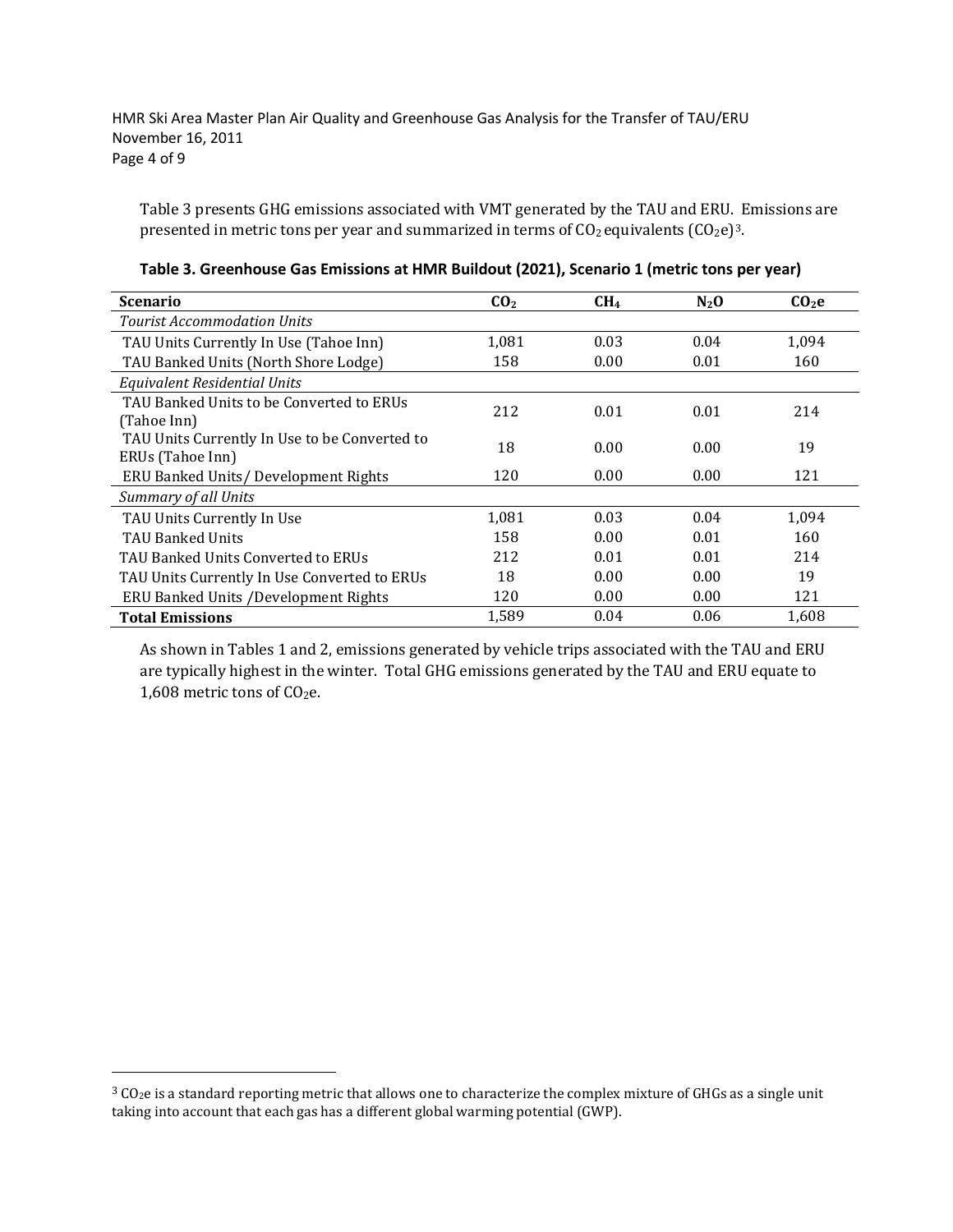Table 3 presents GHG emissions associated with VMT generated by the TAU and ERU. Emissions are presented in metric tons per year and summarized in terms of $CO_2$ equivalents ($CO_2e$)[3].

**Table 3. Greenhouse Gas Emissions at HMR Buildout (2021), Scenario 1 (metric tons per year)**

| Scenario | $CO_2$ | $CH_4$ | $N_2O$ | $CO_2e$ |
|---|---|---|---|---|
| *Tourist Accommodation Units* | | | | |
| TAU Units Currently In Use (Tahoe Inn) | 1,081 | 0.03 | 0.04 | 1,094 |
| TAU Banked Units (North Shore Lodge) | 158 | 0.00 | 0.01 | 160 |
| *Equivalent Residential Units* | | | | |
| TAU Banked Units to be Converted to ERUs (Tahoe Inn) | 212 | 0.01 | 0.01 | 214 |
| TAU Units Currently In Use to be Converted to ERUs (Tahoe Inn) | 18 | 0.00 | 0.00 | 19 |
| ERU Banked Units/ Development Rights | 120 | 0.00 | 0.00 | 121 |
| *Summary of all Units* | | | | |
| TAU Units Currently In Use | 1,081 | 0.03 | 0.04 | 1,094 |
| TAU Banked Units | 158 | 0.00 | 0.01 | 160 |
| TAU Banked Units Converted to ERUs | 212 | 0.01 | 0.01 | 214 |
| TAU Units Currently In Use Converted to ERUs | 18 | 0.00 | 0.00 | 19 |
| ERU Banked Units /Development Rights | 120 | 0.00 | 0.00 | 121 |
| **Total Emissions** | 1,589 | 0.04 | 0.06 | 1,608 |

As shown in Tables 1 and 2, emissions generated by vehicle trips associated with the TAU and ERU are typically highest in the winter. Total GHG emissions generated by the TAU and ERU equate to 1,608 metric tons of $CO_2e$.

[3] $CO_2e$ is a standard reporting metric that allows one to characterize the complex mixture of GHGs as a single unit taking into account that each gas has a different global warming potential (GWP).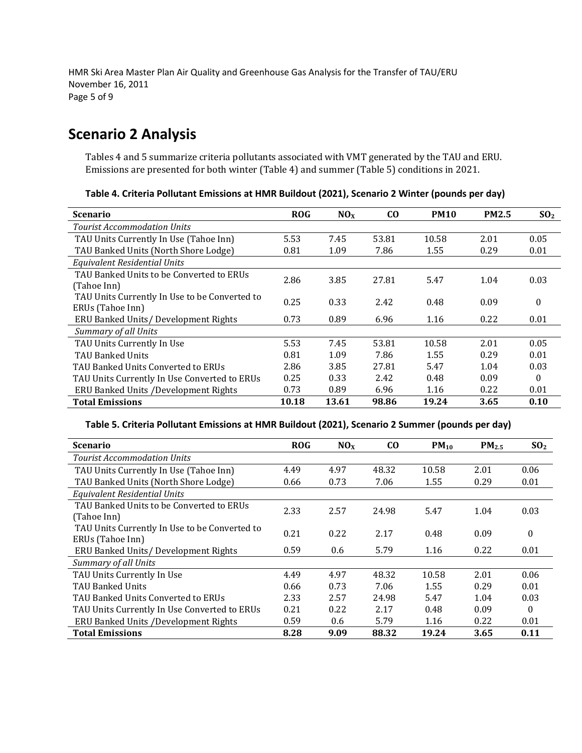## Scenario 2 Analysis

Tables 4 and 5 summarize criteria pollutants associated with VMT generated by the TAU and ERU. Emissions are presented for both winter (Table 4) and summer (Table 5) conditions in 2021.

**Table 4. Criteria Pollutant Emissions at HMR Buildout (2021), Scenario 2 Winter (pounds per day)**

| Scenario | ROG | $NO_X$ | CO | PM10 | PM2.5 | $SO_2$ |
|---|---|---|---|---|---|---|
| *Tourist Accommodation Units* | | | | | | |
| TAU Units Currently In Use (Tahoe Inn) | 5.53 | 7.45 | 53.81 | 10.58 | 2.01 | 0.05 |
| TAU Banked Units (North Shore Lodge) | 0.81 | 1.09 | 7.86 | 1.55 | 0.29 | 0.01 |
| *Equivalent Residential Units* | | | | | | |
| TAU Banked Units to be Converted to ERUs (Tahoe Inn) | 2.86 | 3.85 | 27.81 | 5.47 | 1.04 | 0.03 |
| TAU Units Currently In Use to be Converted to ERUs (Tahoe Inn) | 0.25 | 0.33 | 2.42 | 0.48 | 0.09 | 0 |
| ERU Banked Units/ Development Rights | 0.73 | 0.89 | 6.96 | 1.16 | 0.22 | 0.01 |
| *Summary of all Units* | | | | | | |
| TAU Units Currently In Use | 5.53 | 7.45 | 53.81 | 10.58 | 2.01 | 0.05 |
| TAU Banked Units | 0.81 | 1.09 | 7.86 | 1.55 | 0.29 | 0.01 |
| TAU Banked Units Converted to ERUs | 2.86 | 3.85 | 27.81 | 5.47 | 1.04 | 0.03 |
| TAU Units Currently In Use Converted to ERUs | 0.25 | 0.33 | 2.42 | 0.48 | 0.09 | 0 |
| ERU Banked Units /Development Rights | 0.73 | 0.89 | 6.96 | 1.16 | 0.22 | 0.01 |
| **Total Emissions** | **10.18** | **13.61** | **98.86** | **19.24** | **3.65** | **0.10** |

**Table 5. Criteria Pollutant Emissions at HMR Buildout (2021), Scenario 2 Summer (pounds per day)**

| Scenario | ROG | $NO_X$ | CO | $PM_{10}$ | $PM_{2.5}$ | $SO_2$ |
|---|---|---|---|---|---|---|
| *Tourist Accommodation Units* | | | | | | |
| TAU Units Currently In Use (Tahoe Inn) | 4.49 | 4.97 | 48.32 | 10.58 | 2.01 | 0.06 |
| TAU Banked Units (North Shore Lodge) | 0.66 | 0.73 | 7.06 | 1.55 | 0.29 | 0.01 |
| *Equivalent Residential Units* | | | | | | |
| TAU Banked Units to be Converted to ERUs (Tahoe Inn) | 2.33 | 2.57 | 24.98 | 5.47 | 1.04 | 0.03 |
| TAU Units Currently In Use to be Converted to ERUs (Tahoe Inn) | 0.21 | 0.22 | 2.17 | 0.48 | 0.09 | 0 |
| ERU Banked Units/ Development Rights | 0.59 | 0.6 | 5.79 | 1.16 | 0.22 | 0.01 |
| *Summary of all Units* | | | | | | |
| TAU Units Currently In Use | 4.49 | 4.97 | 48.32 | 10.58 | 2.01 | 0.06 |
| TAU Banked Units | 0.66 | 0.73 | 7.06 | 1.55 | 0.29 | 0.01 |
| TAU Banked Units Converted to ERUs | 2.33 | 2.57 | 24.98 | 5.47 | 1.04 | 0.03 |
| TAU Units Currently In Use Converted to ERUs | 0.21 | 0.22 | 2.17 | 0.48 | 0.09 | 0 |
| ERU Banked Units /Development Rights | 0.59 | 0.6 | 5.79 | 1.16 | 0.22 | 0.01 |
| **Total Emissions** | **8.28** | **9.09** | **88.32** | **19.24** | **3.65** | **0.11** |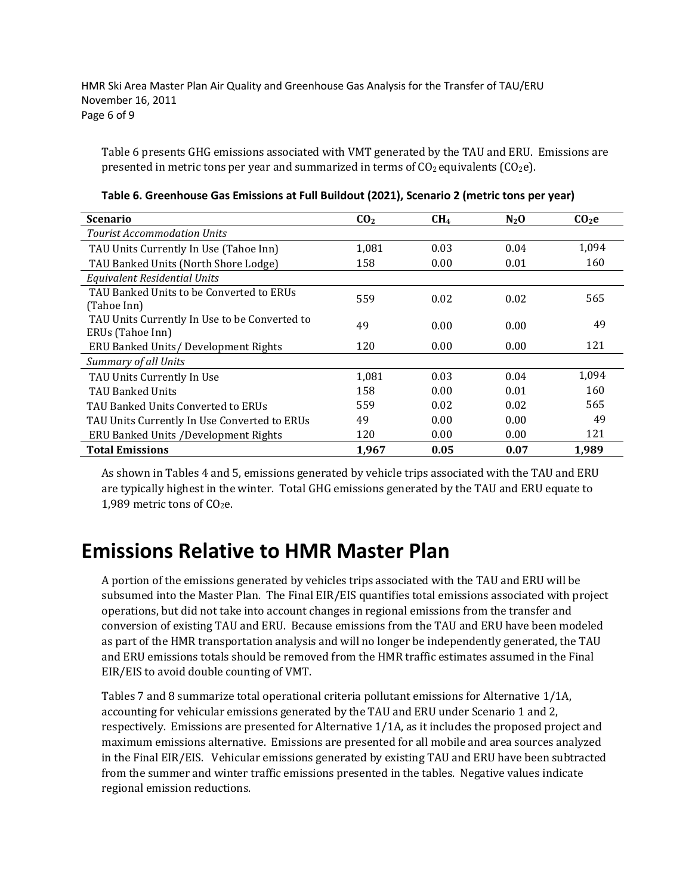Table 6 presents GHG emissions associated with VMT generated by the TAU and ERU. Emissions are presented in metric tons per year and summarized in terms of $CO_2$ equivalents ($CO_2e$).

**Table 6. Greenhouse Gas Emissions at Full Buildout (2021), Scenario 2 (metric tons per year)**

| Scenario | $CO_2$ | $CH_4$ | $N_2O$ | $CO_2e$ |
|---|---|---|---|---|
| *Tourist Accommodation Units* | | | | |
| TAU Units Currently In Use (Tahoe Inn) | 1,081 | 0.03 | 0.04 | 1,094 |
| TAU Banked Units (North Shore Lodge) | 158 | 0.00 | 0.01 | 160 |
| *Equivalent Residential Units* | | | | |
| TAU Banked Units to be Converted to ERUs (Tahoe Inn) | 559 | 0.02 | 0.02 | 565 |
| TAU Units Currently In Use to be Converted to ERUs (Tahoe Inn) | 49 | 0.00 | 0.00 | 49 |
| ERU Banked Units/ Development Rights | 120 | 0.00 | 0.00 | 121 |
| *Summary of all Units* | | | | |
| TAU Units Currently In Use | 1,081 | 0.03 | 0.04 | 1,094 |
| TAU Banked Units | 158 | 0.00 | 0.01 | 160 |
| TAU Banked Units Converted to ERUs | 559 | 0.02 | 0.02 | 565 |
| TAU Units Currently In Use Converted to ERUs | 49 | 0.00 | 0.00 | 49 |
| ERU Banked Units /Development Rights | 120 | 0.00 | 0.00 | 121 |
| **Total Emissions** | **1,967** | **0.05** | **0.07** | **1,989** |

As shown in Tables 4 and 5, emissions generated by vehicle trips associated with the TAU and ERU are typically highest in the winter. Total GHG emissions generated by the TAU and ERU equate to 1,989 metric tons of $CO_2e$.

# Emissions Relative to HMR Master Plan

A portion of the emissions generated by vehicles trips associated with the TAU and ERU will be subsumed into the Master Plan. The Final EIR/EIS quantifies total emissions associated with project operations, but did not take into account changes in regional emissions from the transfer and conversion of existing TAU and ERU. Because emissions from the TAU and ERU have been modeled as part of the HMR transportation analysis and will no longer be independently generated, the TAU and ERU emissions totals should be removed from the HMR traffic estimates assumed in the Final EIR/EIS to avoid double counting of VMT.

Tables 7 and 8 summarize total operational criteria pollutant emissions for Alternative 1/1A, accounting for vehicular emissions generated by the TAU and ERU under Scenario 1 and 2, respectively. Emissions are presented for Alternative 1/1A, as it includes the proposed project and maximum emissions alternative. Emissions are presented for all mobile and area sources analyzed in the Final EIR/EIS. Vehicular emissions generated by existing TAU and ERU have been subtracted from the summer and winter traffic emissions presented in the tables. Negative values indicate regional emission reductions.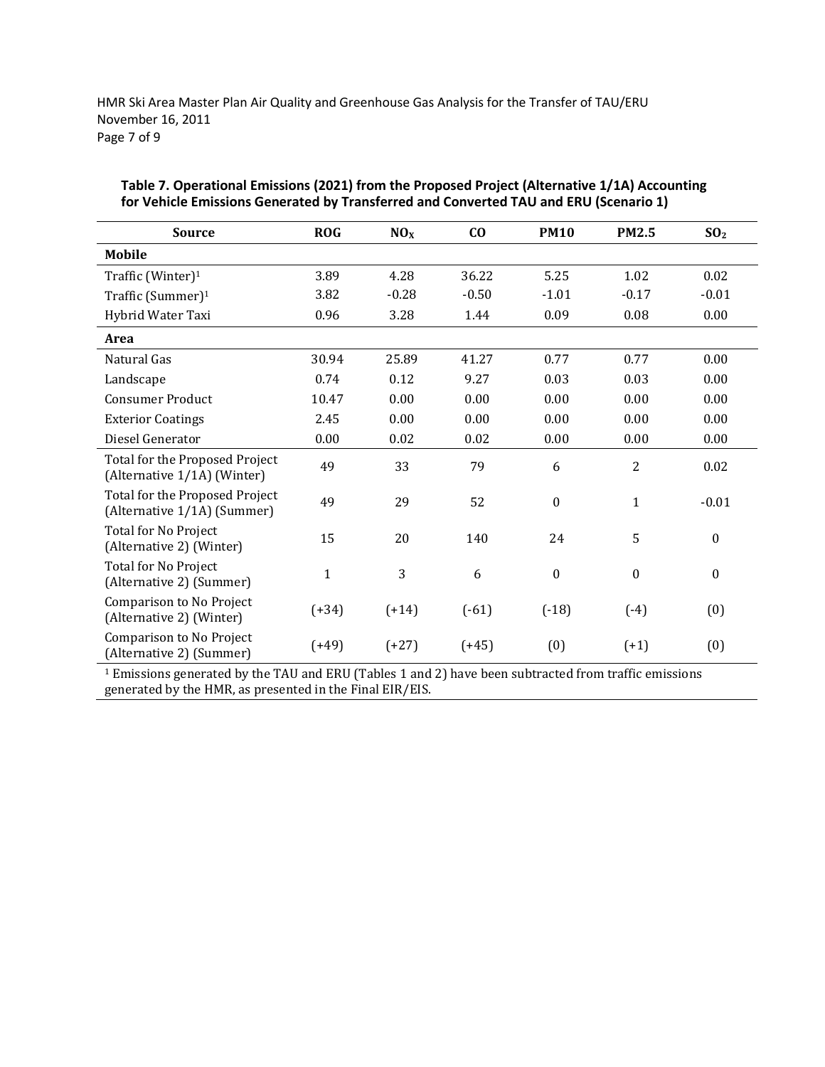**Table 7. Operational Emissions (2021) from the Proposed Project (Alternative 1/1A) Accounting for Vehicle Emissions Generated by Transferred and Converted TAU and ERU (Scenario 1)**

| Source | ROG | $NO_X$ | CO | PM10 | PM2.5 | $SO_2$ |
|---|---|---|---|---|---|---|
| **Mobile** | | | | | | |
| Traffic (Winter)[1] | 3.89 | 4.28 | 36.22 | 5.25 | 1.02 | 0.02 |
| Traffic (Summer)[1] | 3.82 | -0.28 | -0.50 | -1.01 | -0.17 | -0.01 |
| Hybrid Water Taxi | 0.96 | 3.28 | 1.44 | 0.09 | 0.08 | 0.00 |
| **Area** | | | | | | |
| Natural Gas | 30.94 | 25.89 | 41.27 | 0.77 | 0.77 | 0.00 |
| Landscape | 0.74 | 0.12 | 9.27 | 0.03 | 0.03 | 0.00 |
| Consumer Product | 10.47 | 0.00 | 0.00 | 0.00 | 0.00 | 0.00 |
| Exterior Coatings | 2.45 | 0.00 | 0.00 | 0.00 | 0.00 | 0.00 |
| Diesel Generator | 0.00 | 0.02 | 0.02 | 0.00 | 0.00 | 0.00 |
| Total for the Proposed Project (Alternative 1/1A) (Winter) | 49 | 33 | 79 | 6 | 2 | 0.02 |
| Total for the Proposed Project (Alternative 1/1A) (Summer) | 49 | 29 | 52 | 0 | 1 | -0.01 |
| Total for No Project (Alternative 2) (Winter) | 15 | 20 | 140 | 24 | 5 | 0 |
| Total for No Project (Alternative 2) (Summer) | 1 | 3 | 6 | 0 | 0 | 0 |
| Comparison to No Project (Alternative 2) (Winter) | (+34) | (+14) | (-61) | (-18) | (-4) | (0) |
| Comparison to No Project (Alternative 2) (Summer) | (+49) | (+27) | (+45) | (0) | (+1) | (0) |

[1] Emissions generated by the TAU and ERU (Tables 1 and 2) have been subtracted from traffic emissions generated by the HMR, as presented in the Final EIR/EIS.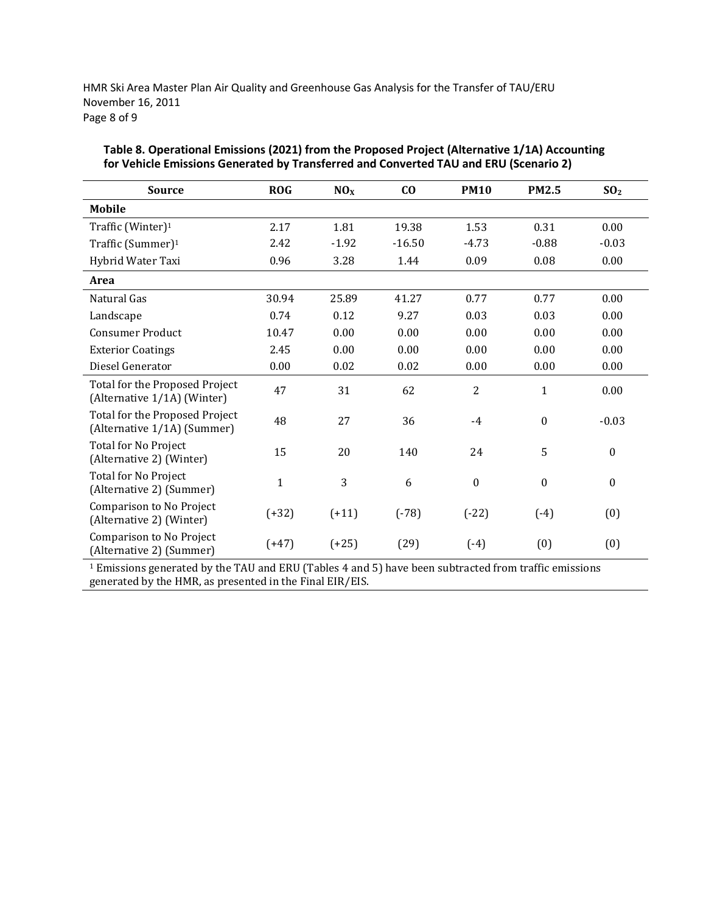**Table 8. Operational Emissions (2021) from the Proposed Project (Alternative 1/1A) Accounting for Vehicle Emissions Generated by Transferred and Converted TAU and ERU (Scenario 2)**

| Source | ROG | $NO_X$ | CO | PM10 | PM2.5 | $SO_2$ |
|---|---|---|---|---|---|---|
| **Mobile** | | | | | | |
| Traffic (Winter)[1] | 2.17 | 1.81 | 19.38 | 1.53 | 0.31 | 0.00 |
| Traffic (Summer)[1] | 2.42 | -1.92 | -16.50 | -4.73 | -0.88 | -0.03 |
| Hybrid Water Taxi | 0.96 | 3.28 | 1.44 | 0.09 | 0.08 | 0.00 |
| **Area** | | | | | | |
| Natural Gas | 30.94 | 25.89 | 41.27 | 0.77 | 0.77 | 0.00 |
| Landscape | 0.74 | 0.12 | 9.27 | 0.03 | 0.03 | 0.00 |
| Consumer Product | 10.47 | 0.00 | 0.00 | 0.00 | 0.00 | 0.00 |
| Exterior Coatings | 2.45 | 0.00 | 0.00 | 0.00 | 0.00 | 0.00 |
| Diesel Generator | 0.00 | 0.02 | 0.02 | 0.00 | 0.00 | 0.00 |
| Total for the Proposed Project (Alternative 1/1A) (Winter) | 47 | 31 | 62 | 2 | 1 | 0.00 |
| Total for the Proposed Project (Alternative 1/1A) (Summer) | 48 | 27 | 36 | -4 | 0 | -0.03 |
| Total for No Project (Alternative 2) (Winter) | 15 | 20 | 140 | 24 | 5 | 0 |
| Total for No Project (Alternative 2) (Summer) | 1 | 3 | 6 | 0 | 0 | 0 |
| Comparison to No Project (Alternative 2) (Winter) | (+32) | (+11) | (-78) | (-22) | (-4) | (0) |
| Comparison to No Project (Alternative 2) (Summer) | (+47) | (+25) | (29) | (-4) | (0) | (0) |

[1] Emissions generated by the TAU and ERU (Tables 4 and 5) have been subtracted from traffic emissions generated by the HMR, as presented in the Final EIR/EIS.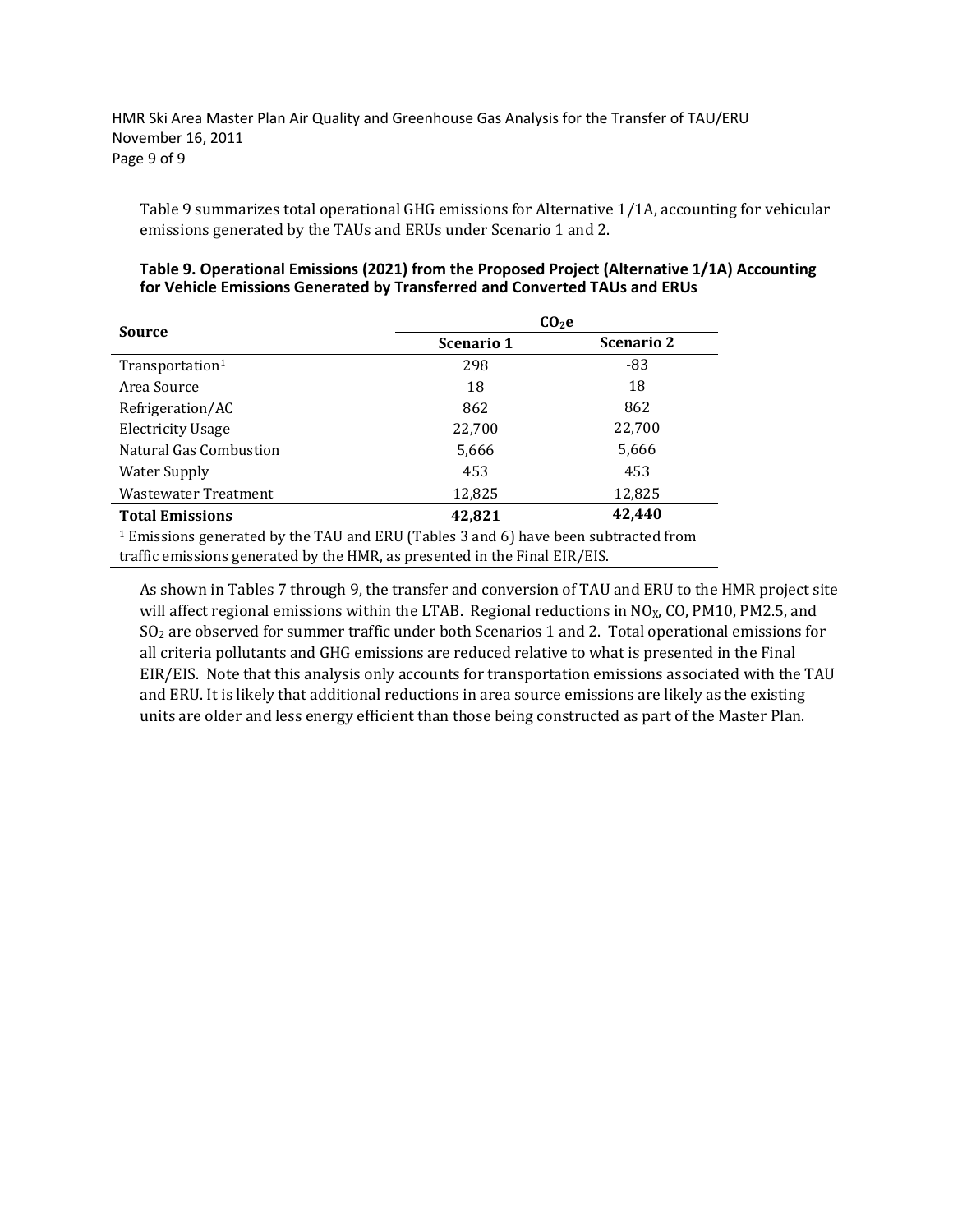Table 9 summarizes total operational GHG emissions for Alternative 1/1A, accounting for vehicular emissions generated by the TAUs and ERUs under Scenario 1 and 2.

**Table 9. Operational Emissions (2021) from the Proposed Project (Alternative 1/1A) Accounting for Vehicle Emissions Generated by Transferred and Converted TAUs and ERUs**

| Source | $CO_2e$ | |
|---|---|---|
| | Scenario 1 | Scenario 2 |
| Transportation[1] | 298 | -83 |
| Area Source | 18 | 18 |
| Refrigeration/AC | 862 | 862 |
| Electricity Usage | 22,700 | 22,700 |
| Natural Gas Combustion | 5,666 | 5,666 |
| Water Supply | 453 | 453 |
| Wastewater Treatment | 12,825 | 12,825 |
| **Total Emissions** | **42,821** | **42,440** |

[1] Emissions generated by the TAU and ERU (Tables 3 and 6) have been subtracted from traffic emissions generated by the HMR, as presented in the Final EIR/EIS.

As shown in Tables 7 through 9, the transfer and conversion of TAU and ERU to the HMR project site will affect regional emissions within the LTAB. Regional reductions in $NO_X$, CO, PM10, PM2.5, and $SO_2$ are observed for summer traffic under both Scenarios 1 and 2. Total operational emissions for all criteria pollutants and GHG emissions are reduced relative to what is presented in the Final EIR/EIS. Note that this analysis only accounts for transportation emissions associated with the TAU and ERU. It is likely that additional reductions in area source emissions are likely as the existing units are older and less energy efficient than those being constructed as part of the Master Plan.